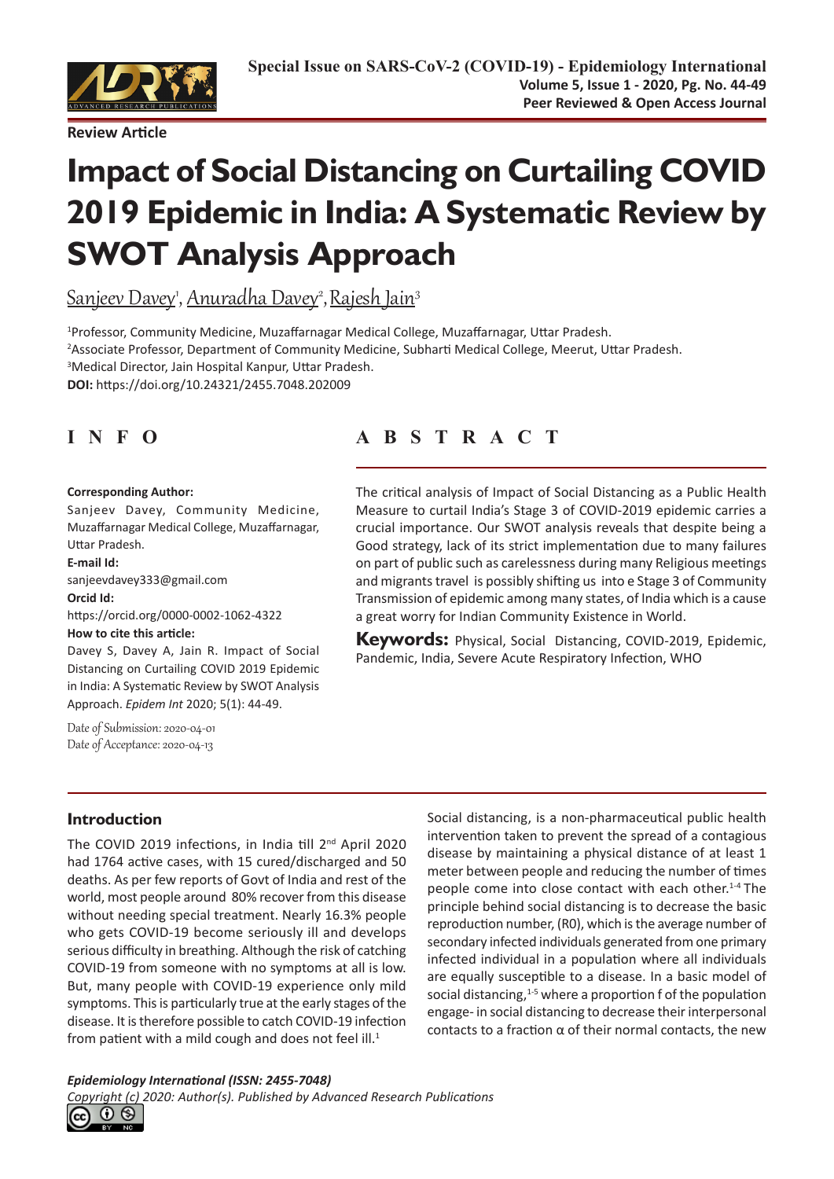Review Article

# Impact of Social Distancing on Curtailing COVID 2019 Epidemic in India: A Systematic Review by SWOT Analysis Approach

Sanjeev Davey[1], Anuradha Davey[2], Rajesh Jain[3]

[1]Professor, Community Medicine, Muzaffarnagar Medical College, Muzaffarnagar, Uttar Pradesh.
[2]Associate Professor, Department of Community Medicine, Subharti Medical College, Meerut, Uttar Pradesh.
[3]Medical Director, Jain Hospital Kanpur, Uttar Pradesh.
**DOI:** https://doi.org/10.24321/2455.7048.202009

## INFO

**Corresponding Author:**
Sanjeev Davey, Community Medicine, Muzaffarnagar Medical College, Muzaffarnagar, Uttar Pradesh.
**E-mail Id:**
sanjeevdavey333@gmail.com
**Orcid Id:**
https://orcid.org/0000-0002-1062-4322
**How to cite this article:**
Davey S, Davey A, Jain R. Impact of Social Distancing on Curtailing COVID 2019 Epidemic in India: A Systematic Review by SWOT Analysis Approach. *Epidem Int* 2020; 5(1): 44-49.

Date of Submission: 2020-04-01
Date of Acceptance: 2020-04-13

## ABSTRACT

The critical analysis of Impact of Social Distancing as a Public Health Measure to curtail India's Stage 3 of COVID-2019 epidemic carries a crucial importance. Our SWOT analysis reveals that despite being a Good strategy, lack of its strict implementation due to many failures on part of public such as carelessness during many Religious meetings and migrants travel is possibly shifting us into e Stage 3 of Community Transmission of epidemic among many states, of India which is a cause a great worry for Indian Community Existence in World.

**Keywords:** Physical, Social Distancing, COVID-2019, Epidemic, Pandemic, India, Severe Acute Respiratory Infection, WHO

## Introduction

The COVID 2019 infections, in India till 2nd April 2020 had 1764 active cases, with 15 cured/discharged and 50 deaths. As per few reports of Govt of India and rest of the world, most people around 80% recover from this disease without needing special treatment. Nearly 16.3% people who gets COVID-19 become seriously ill and develops serious difficulty in breathing. Although the risk of catching COVID-19 from someone with no symptoms at all is low. But, many people with COVID-19 experience only mild symptoms. This is particularly true at the early stages of the disease. It is therefore possible to catch COVID-19 infection from patient with a mild cough and does not feel ill.[1]

Social distancing, is a non-pharmaceutical public health intervention taken to prevent the spread of a contagious disease by maintaining a physical distance of at least 1 meter between people and reducing the number of times people come into close contact with each other.[1-4] The principle behind social distancing is to decrease the basic reproduction number, (R0), which is the average number of secondary infected individuals generated from one primary infected individual in a population where all individuals are equally susceptible to a disease. In a basic model of social distancing,[1-5] where a proportion f of the population engage- in social distancing to decrease their interpersonal contacts to a fraction α of their normal contacts, the new

*Epidemiology International (ISSN: 2455-7048)*
*Copyright (c) 2020: Author(s). Published by Advanced Research Publications*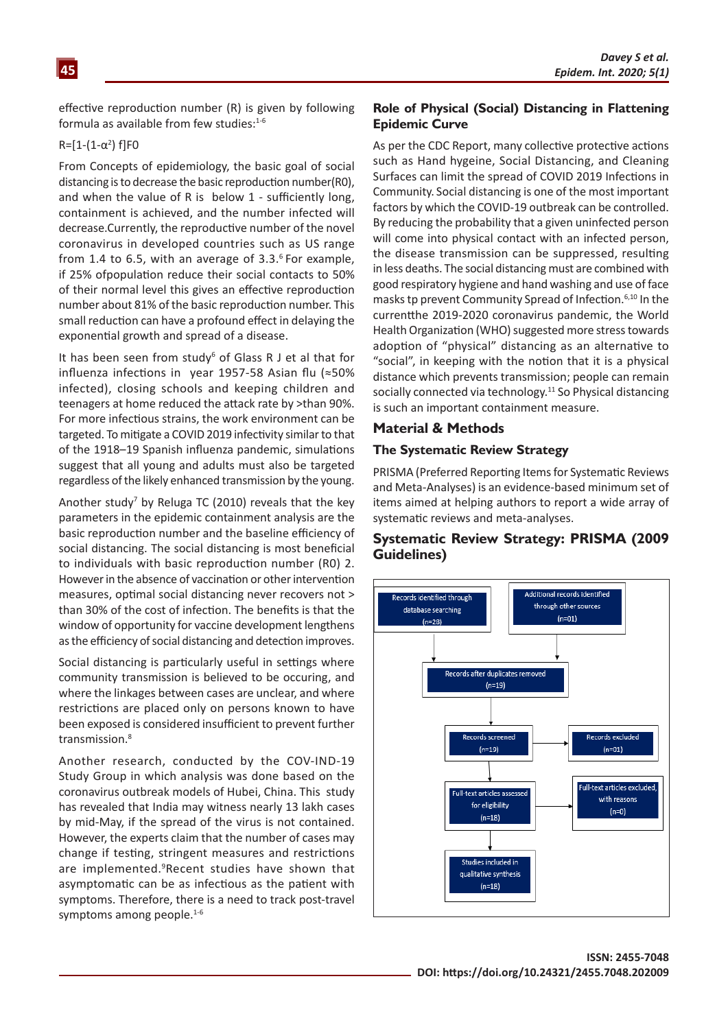effective reproduction number (R) is given by following formula as available from few studies:[1-6]

$R=[1-(1-\alpha^2) f]F0$

From Concepts of epidemiology, the basic goal of social distancing is to decrease the basic reproduction number(R0), and when the value of R is below 1 - sufficiently long, containment is achieved, and the number infected will decrease.Currently, the reproductive number of the novel coronavirus in developed countries such as US range from 1.4 to 6.5, with an average of 3.3.[6] For example, if 25% ofpopulation reduce their social contacts to 50% of their normal level this gives an effective reproduction number about 81% of the basic reproduction number. This small reduction can have a profound effect in delaying the exponential growth and spread of a disease.

It has been seen from study[6] of Glass R J et al that for influenza infections in year 1957-58 Asian flu (≈50% infected), closing schools and keeping children and teenagers at home reduced the attack rate by >than 90%. For more infectious strains, the work environment can be targeted. To mitigate a COVID 2019 infectivity similar to that of the 1918–19 Spanish influenza pandemic, simulations suggest that all young and adults must also be targeted regardless of the likely enhanced transmission by the young.

Another study[7] by Reluga TC (2010) reveals that the key parameters in the epidemic containment analysis are the basic reproduction number and the baseline efficiency of social distancing. The social distancing is most beneficial to individuals with basic reproduction number (R0) 2. However in the absence of vaccination or other intervention measures, optimal social distancing never recovers not > than 30% of the cost of infection. The benefits is that the window of opportunity for vaccine development lengthens as the efficiency of social distancing and detection improves.

Social distancing is particularly useful in settings where community transmission is believed to be occuring, and where the linkages between cases are unclear, and where restrictions are placed only on persons known to have been exposed is considered insufficient to prevent further transmission.[8]

Another research, conducted by the COV-IND-19 Study Group in which analysis was done based on the coronavirus outbreak models of Hubei, China. This study has revealed that India may witness nearly 13 lakh cases by mid-May, if the spread of the virus is not contained. However, the experts claim that the number of cases may change if testing, stringent measures and restrictions are implemented.[9]Recent studies have shown that asymptomatic can be as infectious as the patient with symptoms. Therefore, there is a need to track post-travel symptoms among people.[1-6]

## Role of Physical (Social) Distancing in Flattening Epidemic Curve

As per the CDC Report, many collective protective actions such as Hand hygeine, Social Distancing, and Cleaning Surfaces can limit the spread of COVID 2019 Infections in Community. Social distancing is one of the most important factors by which the COVID-19 outbreak can be controlled. By reducing the probability that a given uninfected person will come into physical contact with an infected person, the disease transmission can be suppressed, resulting in less deaths. The social distancing must are combined with good respiratory hygiene and hand washing and use of face masks tp prevent Community Spread of Infection.[6,10] In the currentthe 2019-2020 coronavirus pandemic, the World Health Organization (WHO) suggested more stress towards adoption of “physical” distancing as an alternative to “social”, in keeping with the notion that it is a physical distance which prevents transmission; people can remain socially connected via technology.[11] So Physical distancing is such an important containment measure.

## Material & Methods

### The Systematic Review Strategy

PRISMA (Preferred Reporting Items for Systematic Reviews and Meta-Analyses) is an evidence-based minimum set of items aimed at helping authors to report a wide array of systematic reviews and meta-analyses.

### Systematic Review Strategy: PRISMA (2009 Guidelines)

- Records identified through database searching (n=28)
- Additional records identified through other sources (n=01)
- Records after duplicates removed (n=19)
- Records screened (n=19) → Records excluded (n=01)
- Full-text articles assessed for eligibility (n=18) → Full-text articles excluded, with reasons (n=0)
- Studies included in qualitative synthesis (n=18)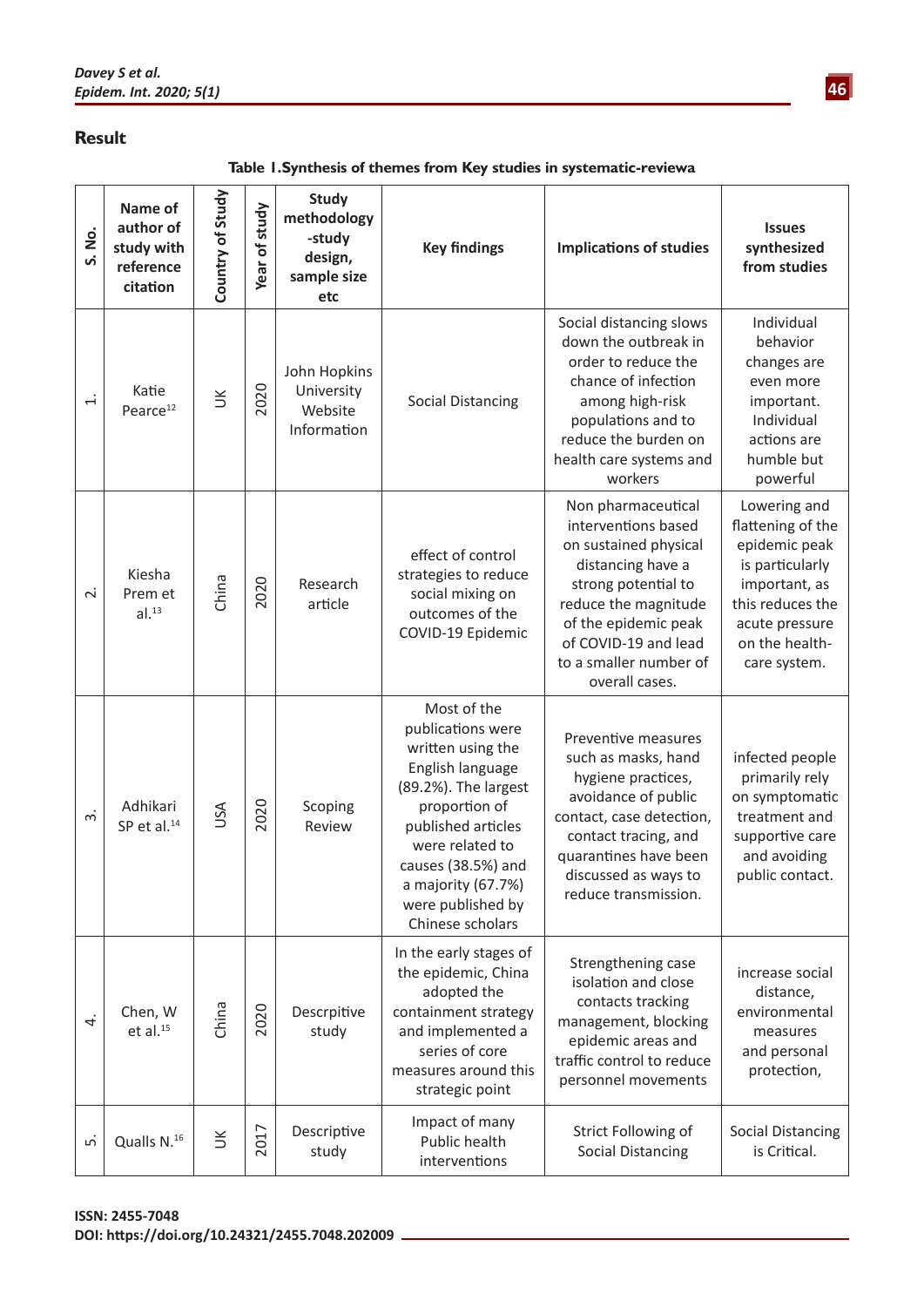## Result

**Table 1.Synthesis of themes from Key studies in systematic-reviewa**

| S. No. | Name of author of study with reference citation | Country of Study | Year of study | Study methodology -study design, sample size etc | Key findings | Implications of studies | Issues synthesized from studies |
|---|---|---|---|---|---|---|---|
| 1. | Katie Pearce[12] | UK | 2020 | John Hopkins University Website Information | Social Distancing | Social distancing slows down the outbreak in order to reduce the chance of infection among high-risk populations and to reduce the burden on health care systems and workers | Individual behavior changes are even more important. Individual actions are humble but powerful |
| 2. | Kiesha Prem et al.[13] | China | 2020 | Research article | effect of control strategies to reduce social mixing on outcomes of the COVID-19 Epidemic | Non pharmaceutical interventions based on sustained physical distancing have a strong potential to reduce the magnitude of the epidemic peak of COVID-19 and lead to a smaller number of overall cases. | Lowering and flattening of the epidemic peak is particularly important, as this reduces the acute pressure on the health-care system. |
| 3. | Adhikari SP et al.[14] | USA | 2020 | Scoping Review | Most of the publications were written using the English language (89.2%). The largest proportion of published articles were related to causes (38.5%) and a majority (67.7%) were published by Chinese scholars | Preventive measures such as masks, hand hygiene practices, avoidance of public contact, case detection, contact tracing, and quarantines have been discussed as ways to reduce transmission. | infected people primarily rely on symptomatic treatment and supportive care and avoiding public contact. |
| 4. | Chen, W et al.[15] | China | 2020 | Descrpitive study | In the early stages of the epidemic, China adopted the containment strategy and implemented a series of core measures around this strategic point | Strengthening case isolation and close contacts tracking management, blocking epidemic areas and traffic control to reduce personnel movements | increase social distance, environmental measures and personal protection, |
| 5. | Qualls N.[16] | UK | 2017 | Descriptive study | Impact of many Public health interventions | Strict Following of Social Distancing | Social Distancing is Critical. |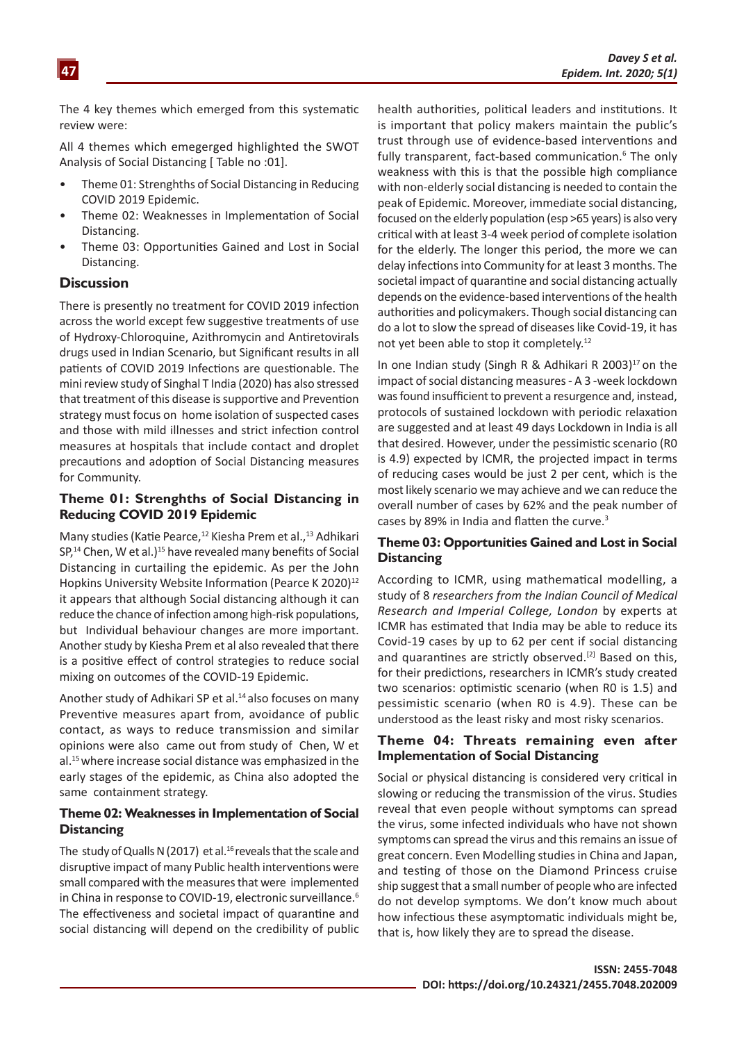The 4 key themes which emerged from this systematic review were:

All 4 themes which emegerged highlighted the SWOT Analysis of Social Distancing [ Table no :01].

- Theme 01: Strenghths of Social Distancing in Reducing COVID 2019 Epidemic.
- Theme 02: Weaknesses in Implementation of Social Distancing.
- Theme 03: Opportunities Gained and Lost in Social Distancing.

## Discussion

There is presently no treatment for COVID 2019 infection across the world except few suggestive treatments of use of Hydroxy-Chloroquine, Azithromycin and Antiretovirals drugs used in Indian Scenario, but Significant results in all patients of COVID 2019 Infections are questionable. The mini review study of Singhal T India (2020) has also stressed that treatment of this disease is supportive and Prevention strategy must focus on home isolation of suspected cases and those with mild illnesses and strict infection control measures at hospitals that include contact and droplet precautions and adoption of Social Distancing measures for Community.

### Theme 01: Strenghths of Social Distancing in Reducing COVID 2019 Epidemic

Many studies (Katie Pearce,[12] Kiesha Prem et al.,[13] Adhikari SP,[14] Chen, W et al.)[15] have revealed many benefits of Social Distancing in curtailing the epidemic. As per the John Hopkins University Website Information (Pearce K 2020)[12] it appears that although Social distancing although it can reduce the chance of infection among high-risk populations, but Individual behaviour changes are more important. Another study by Kiesha Prem et al also revealed that there is a positive effect of control strategies to reduce social mixing on outcomes of the COVID-19 Epidemic.

Another study of Adhikari SP et al.[14] also focuses on many Preventive measures apart from, avoidance of public contact, as ways to reduce transmission and similar opinions were also came out from study of Chen, W et al.[15] where increase social distance was emphasized in the early stages of the epidemic, as China also adopted the same containment strategy.

### Theme 02: Weaknesses in Implementation of Social Distancing

The study of Qualls N (2017) et al.[16] reveals that the scale and disruptive impact of many Public health interventions were small compared with the measures that were implemented in China in response to COVID-19, electronic surveillance.[6] The effectiveness and societal impact of quarantine and social distancing will depend on the credibility of public health authorities, political leaders and institutions. It is important that policy makers maintain the public's trust through use of evidence-based interventions and fully transparent, fact-based communication.[6] The only weakness with this is that the possible high compliance with non-elderly social distancing is needed to contain the peak of Epidemic. Moreover, immediate social distancing, focused on the elderly population (esp >65 years) is also very critical with at least 3-4 week period of complete isolation for the elderly. The longer this period, the more we can delay infections into Community for at least 3 months. The societal impact of quarantine and social distancing actually depends on the evidence-based interventions of the health authorities and policymakers. Though social distancing can do a lot to slow the spread of diseases like Covid-19, it has not yet been able to stop it completely.[12]

In one Indian study (Singh R & Adhikari R 2003)[17] on the impact of social distancing measures - A 3 -week lockdown was found insufficient to prevent a resurgence and, instead, protocols of sustained lockdown with periodic relaxation are suggested and at least 49 days Lockdown in India is all that desired. However, under the pessimistic scenario (R0 is 4.9) expected by ICMR, the projected impact in terms of reducing cases would be just 2 per cent, which is the most likely scenario we may achieve and we can reduce the overall number of cases by 62% and the peak number of cases by 89% in India and flatten the curve.[3]

### Theme 03: Opportunities Gained and Lost in Social Distancing

According to ICMR, using mathematical modelling, a study of 8 *researchers from the Indian Council of Medical Research and Imperial College, London* by experts at ICMR has estimated that India may be able to reduce its Covid-19 cases by up to 62 per cent if social distancing and quarantines are strictly observed.[2] Based on this, for their predictions, researchers in ICMR's study created two scenarios: optimistic scenario (when R0 is 1.5) and pessimistic scenario (when R0 is 4.9). These can be understood as the least risky and most risky scenarios.

### Theme 04: Threats remaining even after Implementation of Social Distancing

Social or physical distancing is considered very critical in slowing or reducing the transmission of the virus. Studies reveal that even people without symptoms can spread the virus, some infected individuals who have not shown symptoms can spread the virus and this remains an issue of great concern. Even Modelling studies in China and Japan, and testing of those on the Diamond Princess cruise ship suggest that a small number of people who are infected do not develop symptoms. We don't know much about how infectious these asymptomatic individuals might be, that is, how likely they are to spread the disease.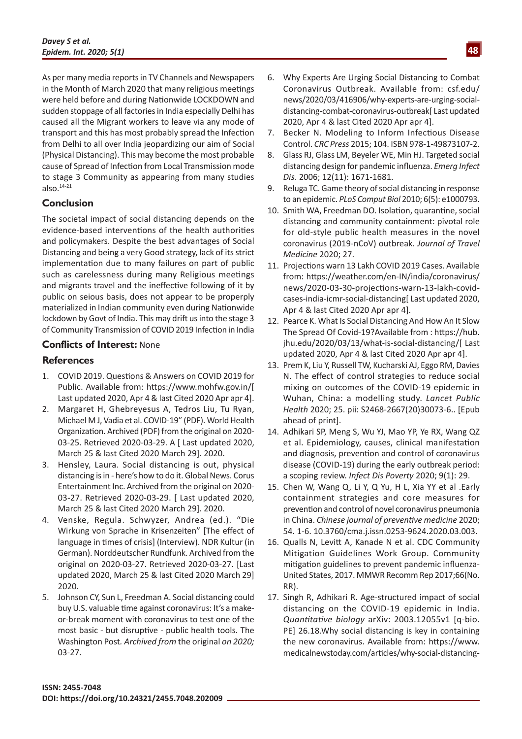As per many media reports in TV Channels and Newspapers in the Month of March 2020 that many religious meetings were held before and during Nationwide LOCKDOWN and sudden stoppage of all factories in India especially Delhi has caused all the Migrant workers to leave via any mode of transport and this has most probably spread the Infection from Delhi to all over India jeopardizing our aim of Social (Physical Distancing). This may become the most probable cause of Spread of Infection from Local Transmission mode to stage 3 Community as appearing from many studies also.[14-21]

## Conclusion

The societal impact of social distancing depends on the evidence-based interventions of the health authorities and policymakers. Despite the best advantages of Social Distancing and being a very Good strategy, lack of its strict implementation due to many failures on part of public such as carelessness during many Religious meetings and migrants travel and the ineffective following of it by public on seious basis, does not appear to be properply materialized in Indian community even during Nationwide lockdown by Govt of India. This may drift us into the stage 3 of Community Transmission of COVID 2019 Infection in India

**Conflicts of Interest:** None

## References

1. COVID 2019. Questions & Answers on COVID 2019 for Public. Available from: https://www.mohfw.gov.in/[ Last updated 2020, Apr 4 & last Cited 2020 Apr apr 4].
2. Margaret H, Ghebreyesus A, Tedros Liu, Tu Ryan, Michael M J, Vadia et al. COVID-19" (PDF). World Health Organization. Archived (PDF) from the original on 2020-03-25. Retrieved 2020-03-29. A [ Last updated 2020, March 25 & last Cited 2020 March 29]. 2020.
3. Hensley, Laura. Social distancing is out, physical distancing is in - here's how to do it. Global News. Corus Entertainment Inc. Archived from the original on 2020-03-27. Retrieved 2020-03-29. [ Last updated 2020, March 25 & last Cited 2020 March 29]. 2020.
4. Venske, Regula. Schwyzer, Andrea (ed.). "Die Wirkung von Sprache in Krisenzeiten" [The effect of language in times of crisis] (Interview). NDR Kultur (in German). Norddeutscher Rundfunk. Archived from the original on 2020-03-27. Retrieved 2020-03-27. [Last updated 2020, March 25 & last Cited 2020 March 29] 2020.
5. Johnson CY, Sun L, Freedman A. Social distancing could buy U.S. valuable time against coronavirus: It's a make-or-break moment with coronavirus to test one of the most basic - but disruptive - public health tools. The Washington Post. *Archived from* the original *on 2020;* 03-27.
6. Why Experts Are Urging Social Distancing to Combat Coronavirus Outbreak. Available from: csf.edu/news/2020/03/416906/why-experts-are-urging-social-distancing-combat-coronavirus-outbreak[ Last updated 2020, Apr 4 & last Cited 2020 Apr apr 4].
7. Becker N. Modeling to Inform Infectious Disease Control. *CRC Press* 2015; 104. ISBN 978-1-49873107-2.
8. Glass RJ, Glass LM, Beyeler WE, Min HJ. Targeted social distancing design for pandemic influenza. *Emerg Infect Dis*. 2006; 12(11): 1671-1681.
9. Reluga TC. Game theory of social distancing in response to an epidemic. *PLoS Comput Biol* 2010; 6(5): e1000793.
10. Smith WA, Freedman DO. Isolation, quarantine, social distancing and community containment: pivotal role for old-style public health measures in the novel coronavirus (2019-nCoV) outbreak. *Journal of Travel Medicine* 2020; 27.
11. Projections warn 13 Lakh COVID 2019 Cases. Available from: https://weather.com/en-IN/india/coronavirus/news/2020-03-30-projections-warn-13-lakh-covid-cases-india-icmr-social-distancing[ Last updated 2020, Apr 4 & last Cited 2020 Apr apr 4].
12. Pearce K. What Is Social Distancing And How An It Slow The Spread Of Covid-19?Available from : https://hub.jhu.edu/2020/03/13/what-is-social-distancing/[ Last updated 2020, Apr 4 & last Cited 2020 Apr apr 4].
13. Prem K, Liu Y, Russell TW, Kucharski AJ, Eggo RM, Davies N. The effect of control strategies to reduce social mixing on outcomes of the COVID-19 epidemic in Wuhan, China: a modelling study. *Lancet Public Health* 2020; 25. pii: S2468-2667(20)30073-6.. [Epub ahead of print].
14. Adhikari SP, Meng S, Wu YJ, Mao YP, Ye RX, Wang QZ et al. Epidemiology, causes, clinical manifestation and diagnosis, prevention and control of coronavirus disease (COVID-19) during the early outbreak period: a scoping review. *Infect Dis Poverty* 2020; 9(1): 29.
15. Chen W, Wang Q, Li Y, Q Yu, H L, Xia YY et al .Early containment strategies and core measures for prevention and control of novel coronavirus pneumonia in China. *Chinese journal of preventive medicine* 2020; 54. 1-6. 10.3760/cma.j.issn.0253-9624.2020.03.003.
16. Qualls N, Levitt A, Kanade N et al. CDC Community Mitigation Guidelines Work Group. Community mitigation guidelines to prevent pandemic influenza-United States, 2017. MMWR Recomm Rep 2017;66(No. RR).
17. Singh R, Adhikari R. Age-structured impact of social distancing on the COVID-19 epidemic in India. *Quantitative biology* arXiv: 2003.12055v1 [q-bio. PE] 26.18.Why social distancing is key in containing the new coronavirus. Available from: https://www.medicalnewstoday.com/articles/why-social-distancing-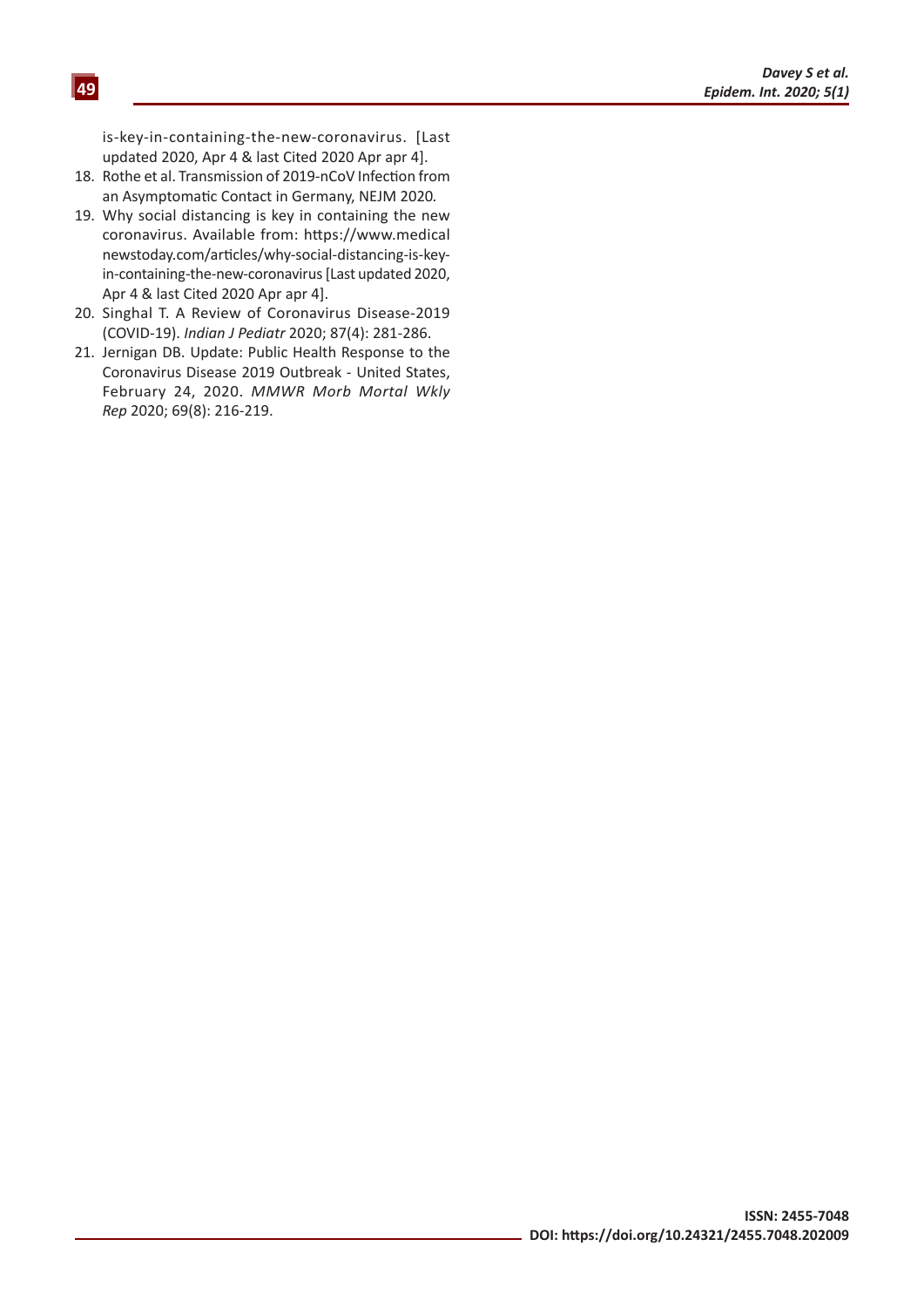is-key-in-containing-the-new-coronavirus. [Last updated 2020, Apr 4 & last Cited 2020 Apr apr 4].

18. Rothe et al. Transmission of 2019-nCoV Infection from an Asymptomatic Contact in Germany, NEJM 2020.
19. Why social distancing is key in containing the new coronavirus. Available from: https://www.medicalnewstoday.com/articles/why-social-distancing-is-key-in-containing-the-new-coronavirus [Last updated 2020, Apr 4 & last Cited 2020 Apr apr 4].
20. Singhal T. A Review of Coronavirus Disease-2019 (COVID-19). *Indian J Pediatr* 2020; 87(4): 281-286.
21. Jernigan DB. Update: Public Health Response to the Coronavirus Disease 2019 Outbreak - United States, February 24, 2020. *MMWR Morb Mortal Wkly Rep* 2020; 69(8): 216-219.